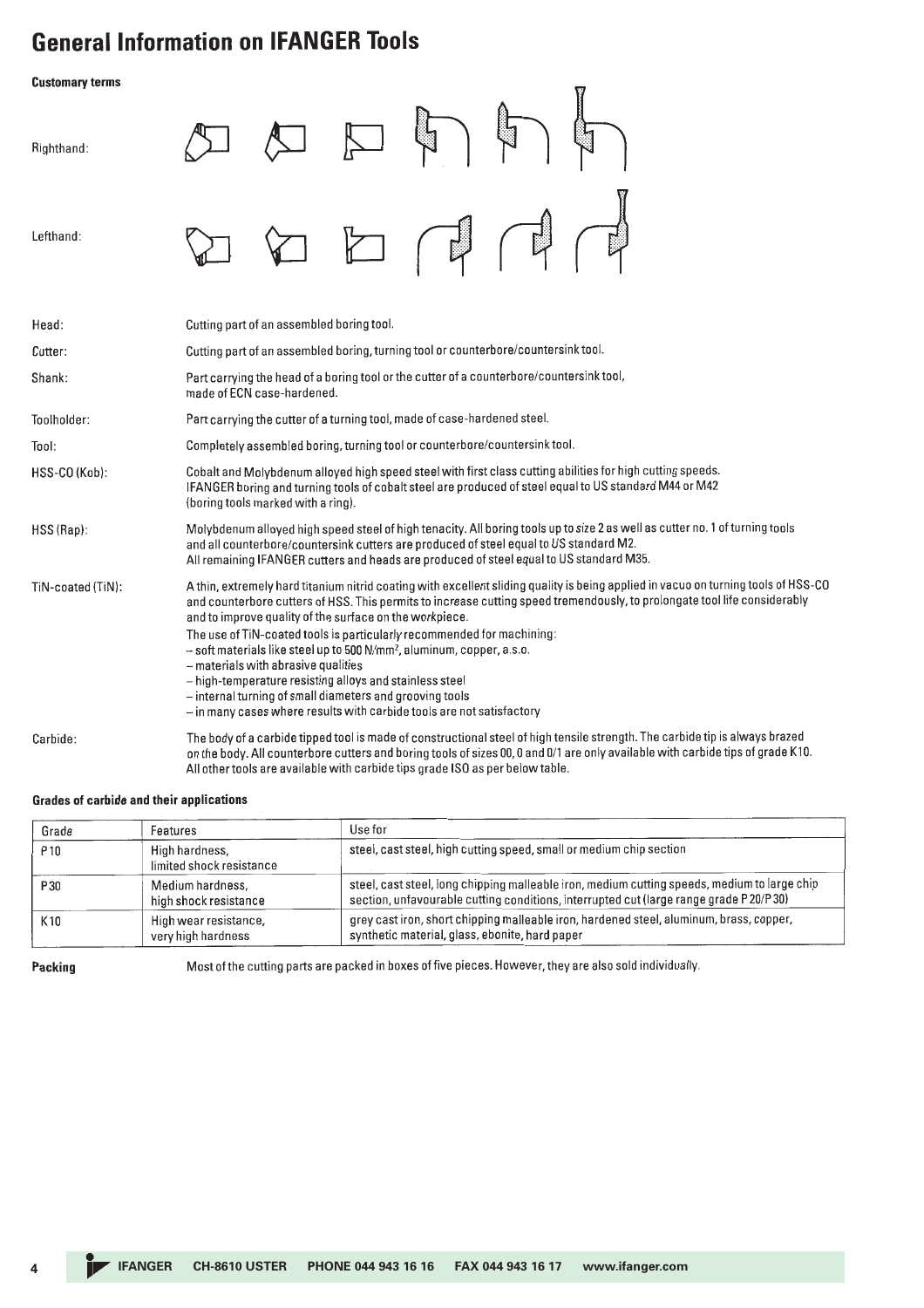# General Information on IFANGER Tools

**Customary terms**

Righthand:

Lefthand:

| | |
|---|---|
| Head: | Cutting part of an assembled boring tool. |
| Cutter: | Cutting part of an assembled boring, turning tool or counterbore/countersink tool. |
| Shank: | Part carrying the head of a boring tool or the cutter of a counterbore/countersink tool, made of ECN case-hardened. |
| Toolholder: | Part carrying the cutter of a turning tool, made of case-hardened steel. |
| Tool: | Completely assembled boring, turning tool or counterbore/countersink tool. |
| HSS-CO (Kob): | Cobalt and Molybdenum alloyed high speed steel with first class cutting abilities for high cutting speeds. IFANGER boring and turning tools of cobalt steel are produced of steel equal to US standard M44 or M42 (boring tools marked with a ring). |
| HSS (Rap): | Molybdenum alloyed high speed steel of high tenacity. All boring tools up to size 2 as well as cutter no. 1 of turning tools and all counterbore/countersink cutters are produced of steel equal to US standard M2. All remaining IFANGER cutters and heads are produced of steel equal to US standard M35. |
| TiN-coated (TiN): | A thin, extremely hard titanium nitrid coating with excellent sliding quality is being applied in vacuo on turning tools of HSS-CO and counterbore cutters of HSS. This permits to increase cutting speed tremendously, to prolongate tool life considerably and to improve quality of the surface on the workpiece. The use of TiN-coated tools is particularly recommended for machining: – soft materials like steel up to 500 N/mm², aluminum, copper, a.s.o. – materials with abrasive qualities – high-temperature resisting alloys and stainless steel – internal turning of small diameters and grooving tools – in many cases where results with carbide tools are not satisfactory |
| Carbide: | The body of a carbide tipped tool is made of constructional steel of high tensile strength. The carbide tip is always brazed on the body. All counterbore cutters and boring tools of sizes 00, 0 and 0/1 are only available with carbide tips of grade K10. All other tools are available with carbide tips grade ISO as per below table. |

**Grades of carbide and their applications**

| Grade | Features | Use for |
|---|---|---|
| P10 | High hardness, limited shock resistance | steel, cast steel, high cutting speed, small or medium chip section |
| P30 | Medium hardness, high shock resistance | steel, cast steel, long chipping malleable iron, medium cutting speeds, medium to large chip section, unfavourable cutting conditions, interrupted cut (large range grade P20/P30) |
| K10 | High wear resistance, very high hardness | grey cast iron, short chipping malleable iron, hardened steel, aluminum, brass, copper, synthetic material, glass, ebonite, hard paper |

**Packing** Most of the cutting parts are packed in boxes of five pieces. However, they are also sold individually.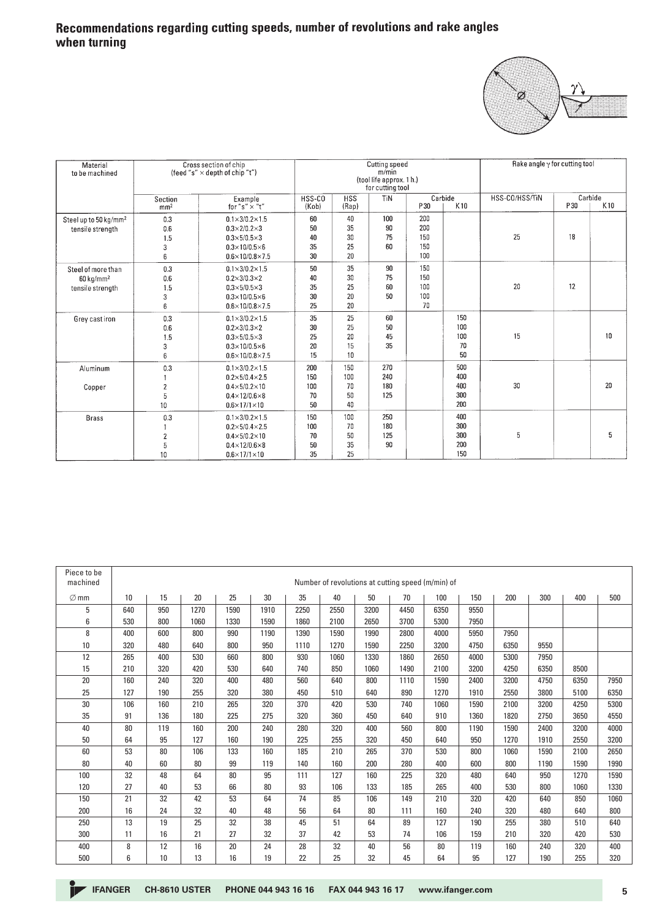# Recommendations regarding cutting speeds, number of revolutions and rake angles when turning

| Material to be machined | Cross section of chip (feed "s" × depth of chip "t") | | Cutting speed m/min (tool life approx. 1 h.) for cutting tool | | | | | Rake angle γ for cutting tool | | |
|---|---|---|---|---|---|---|---|---|---|---|
| | Section mm² | Example for "s" × "t" | HSS-CO (Kob) | HSS (Rap) | TiN | Carbide P30 | Carbide K10 | HSS-CO/HSS/TiN | Carbide P30 | Carbide K10 |
| Steel up to 50 kg/mm² tensile strength | 0.3 | 0.1×3/0.2×1.5 | 60 | 40 | 100 | 200 | | 25 | 18 | |
| | 0.6 | 0.3×2/0.2×3 | 50 | 35 | 90 | 200 | | | | |
| | 1.5 | 0.3×5/0.5×3 | 40 | 30 | 75 | 150 | | | | |
| | 3 | 0.3×10/0.5×6 | 35 | 25 | 60 | 150 | | | | |
| | 6 | 0.6×10/0.8×7.5 | 30 | 20 | | 100 | | | | |
| Steel of more than 60 kg/mm² tensile strength | 0.3 | 0.1×3/0.2×1.5 | 50 | 35 | 90 | 150 | | 20 | 12 | |
| | 0.6 | 0.2×3/0.3×2 | 40 | 30 | 75 | 150 | | | | |
| | 1.5 | 0.3×5/0.5×3 | 35 | 25 | 60 | 100 | | | | |
| | 3 | 0.3×10/0.5×6 | 30 | 20 | 50 | 100 | | | | |
| | 6 | 0.6×10/0.8×7.5 | 25 | 20 | | 70 | | | | |
| Grey cast iron | 0.3 | 0.1×3/0.2×1.5 | 35 | 25 | 60 | | 150 | 15 | | 10 |
| | 0.6 | 0.2×3/0.3×2 | 30 | 25 | 50 | | 100 | | | |
| | 1.5 | 0.3×5/0.5×3 | 25 | 20 | 45 | | 100 | | | |
| | 3 | 0.3×10/0.5×6 | 20 | 15 | 35 | | 70 | | | |
| | 6 | 0.6×10/0.8×7.5 | 15 | 10 | | | 50 | | | |
| Aluminum | 0.3 | 0.1×3/0.2×1.5 | 200 | 150 | 270 | | 500 | 30 | | 20 |
| | 1 | 0.2×5/0.4×2.5 | 150 | 100 | 240 | | 400 | | | |
| Copper | 2 | 0.4×5/0.2×10 | 100 | 70 | 180 | | 400 | | | |
| | 5 | 0.4×12/0.6×8 | 70 | 50 | 125 | | 300 | | | |
| | 10 | 0.6×17/1×10 | 50 | 40 | | | 200 | | | |
| Brass | 0.3 | 0.1×3/0.2×1.5 | 150 | 100 | 250 | | 400 | 5 | | 5 |
| | 1 | 0.2×5/0.4×2.5 | 100 | 70 | 180 | | 300 | | | |
| | 2 | 0.4×5/0.2×10 | 70 | 50 | 125 | | 300 | | | |
| | 5 | 0.4×12/0.6×8 | 50 | 35 | 90 | | 200 | | | |
| | 10 | 0.6×17/1×10 | 35 | 25 | | | 150 | | | |

| Piece to be machined | Number of revolutions at cutting speed (m/min) of | | | | | | | | | | | | | | |
|---|---|---|---|---|---|---|---|---|---|---|---|---|---|---|---|
| ∅ mm | 10 | 15 | 20 | 25 | 30 | 35 | 40 | 50 | 70 | 100 | 150 | 200 | 300 | 400 | 500 |
| 5 | 640 | 950 | 1270 | 1590 | 1910 | 2250 | 2550 | 3200 | 4450 | 6350 | 9550 | | | | |
| 6 | 530 | 800 | 1060 | 1330 | 1590 | 1860 | 2100 | 2650 | 3700 | 5300 | 7950 | | | | |
| 8 | 400 | 600 | 800 | 990 | 1190 | 1390 | 1590 | 1990 | 2800 | 4000 | 5950 | 7950 | | | |
| 10 | 320 | 480 | 640 | 800 | 950 | 1110 | 1270 | 1590 | 2250 | 3200 | 4750 | 6350 | 9550 | | |
| 12 | 265 | 400 | 530 | 660 | 800 | 930 | 1060 | 1330 | 1860 | 2650 | 4000 | 5300 | 7950 | | |
| 15 | 210 | 320 | 420 | 530 | 640 | 740 | 850 | 1060 | 1490 | 2100 | 3200 | 4250 | 6350 | 8500 | |
| 20 | 160 | 240 | 320 | 400 | 480 | 560 | 640 | 800 | 1110 | 1590 | 2400 | 3200 | 4750 | 6350 | 7950 |
| 25 | 127 | 190 | 255 | 320 | 380 | 450 | 510 | 640 | 890 | 1270 | 1910 | 2550 | 3800 | 5100 | 6350 |
| 30 | 106 | 160 | 210 | 265 | 320 | 370 | 420 | 530 | 740 | 1060 | 1590 | 2100 | 3200 | 4250 | 5300 |
| 35 | 91 | 136 | 180 | 225 | 275 | 320 | 360 | 450 | 640 | 910 | 1360 | 1820 | 2750 | 3650 | 4550 |
| 40 | 80 | 119 | 160 | 200 | 240 | 280 | 320 | 400 | 560 | 800 | 1190 | 1590 | 2400 | 3200 | 4000 |
| 50 | 64 | 95 | 127 | 160 | 190 | 225 | 255 | 320 | 450 | 640 | 950 | 1270 | 1910 | 2550 | 3200 |
| 60 | 53 | 80 | 106 | 133 | 160 | 185 | 210 | 265 | 370 | 530 | 800 | 1060 | 1590 | 2100 | 2650 |
| 80 | 40 | 60 | 80 | 99 | 119 | 140 | 160 | 200 | 280 | 400 | 600 | 800 | 1190 | 1590 | 1990 |
| 100 | 32 | 48 | 64 | 80 | 95 | 111 | 127 | 160 | 225 | 320 | 480 | 640 | 950 | 1270 | 1590 |
| 120 | 27 | 40 | 53 | 66 | 80 | 93 | 106 | 133 | 185 | 265 | 400 | 530 | 800 | 1060 | 1330 |
| 150 | 21 | 32 | 42 | 53 | 64 | 74 | 85 | 106 | 149 | 210 | 320 | 420 | 640 | 850 | 1060 |
| 200 | 16 | 24 | 32 | 40 | 48 | 56 | 64 | 80 | 111 | 160 | 240 | 320 | 480 | 640 | 800 |
| 250 | 13 | 19 | 25 | 32 | 38 | 45 | 51 | 64 | 89 | 127 | 190 | 255 | 380 | 510 | 640 |
| 300 | 11 | 16 | 21 | 27 | 32 | 37 | 42 | 53 | 74 | 106 | 159 | 210 | 320 | 420 | 530 |
| 400 | 8 | 12 | 16 | 20 | 24 | 28 | 32 | 40 | 56 | 80 | 119 | 160 | 240 | 320 | 400 |
| 500 | 6 | 10 | 13 | 16 | 19 | 22 | 25 | 32 | 45 | 64 | 95 | 127 | 190 | 255 | 320 |

IFANGER CH-8610 USTER PHONE 044 943 16 16 FAX 044 943 16 17 www.ifanger.com